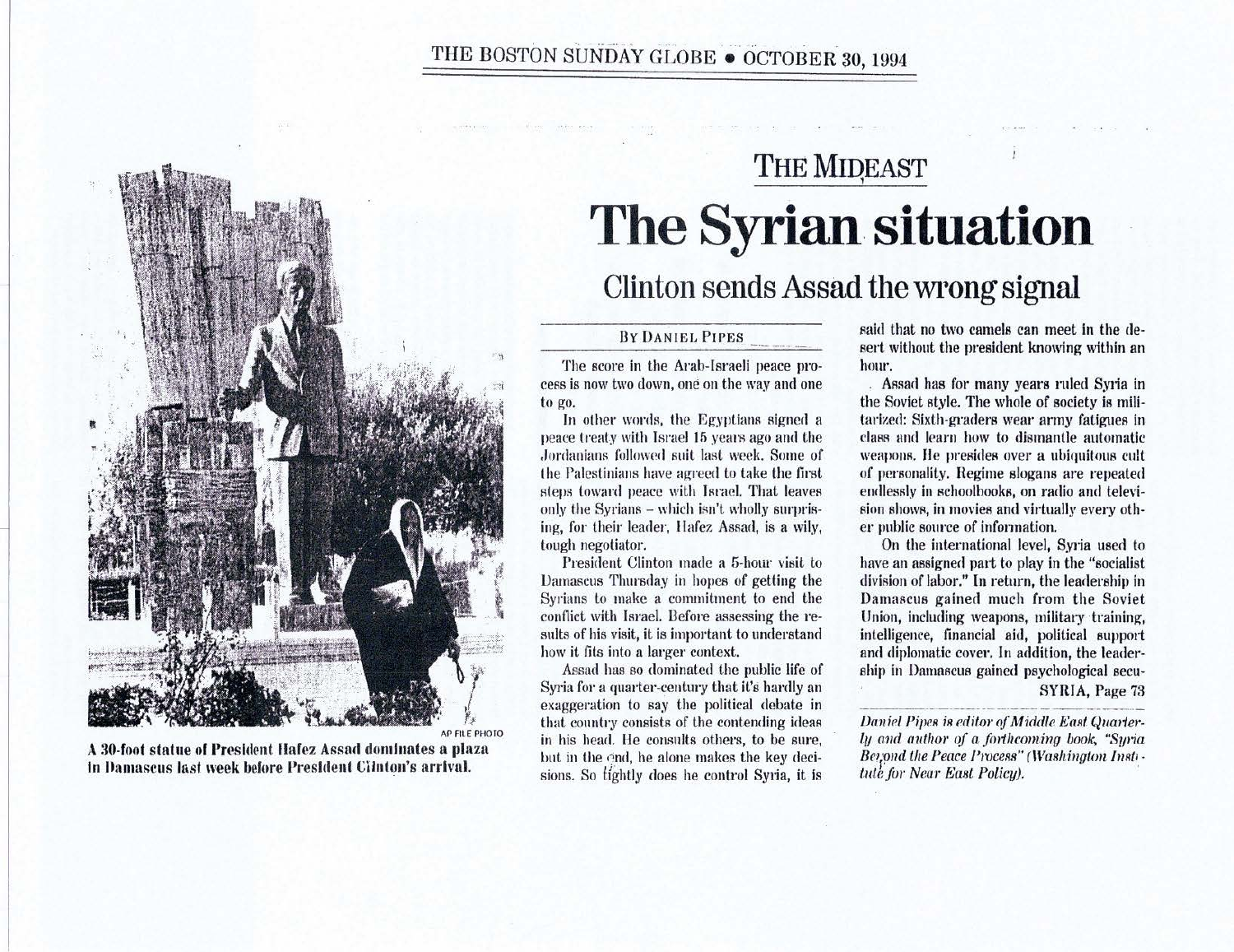THE BOSTON SUNDAY GLOBE • OCTOBER 30, 1994

AP FILE PHOTO

**A 30-foot statue of President Hafez Assad dominates a plaza in Damascus last week before President Clinton's arrival.**

## THE MIDEAST

# The Syrian situation

## Clinton sends Assad the wrong signal

BY DANIEL PIPES

The score in the Arab-Israeli peace process is now two down, one on the way and one to go.

In other words, the Egyptians signed a peace treaty with Israel 15 years ago and the Jordanians followed suit last week. Some of the Palestinians have agreed to take the first steps toward peace with Israel. That leaves only the Syrians – which isn't wholly surprising, for their leader, Hafez Assad, is a wily, tough negotiator.

President Clinton made a 5-hour visit to Damascus Thursday in hopes of getting the Syrians to make a commitment to end the conflict with Israel. Before assessing the results of his visit, it is important to understand how it fits into a larger context.

Assad has so dominated the public life of Syria for a quarter-century that it's hardly an exaggeration to say the political debate in that country consists of the contending ideas in his head. He consults others, to be sure, but in the end, he alone makes the key decisions. So tightly does he control Syria, it is said that no two camels can meet in the desert without the president knowing within an hour.

Assad has for many years ruled Syria in the Soviet style. The whole of society is militarized: Sixth-graders wear army fatigues in class and learn how to dismantle automatic weapons. He presides over a ubiquitous cult of personality. Regime slogans are repeated endlessly in schoolbooks, on radio and television shows, in movies and virtually every other public source of information.

On the international level, Syria used to have an assigned part to play in the "socialist division of labor." In return, the leadership in Damascus gained much from the Soviet Union, including weapons, military training, intelligence, financial aid, political support and diplomatic cover. In addition, the leadership in Damascus gained psychological secu-

SYRIA, Page 73

*Daniel Pipes is editor of Middle East Quarterly and author of a forthcoming book, "Syria Beyond the Peace Process" (Washington Institute for Near East Policy).*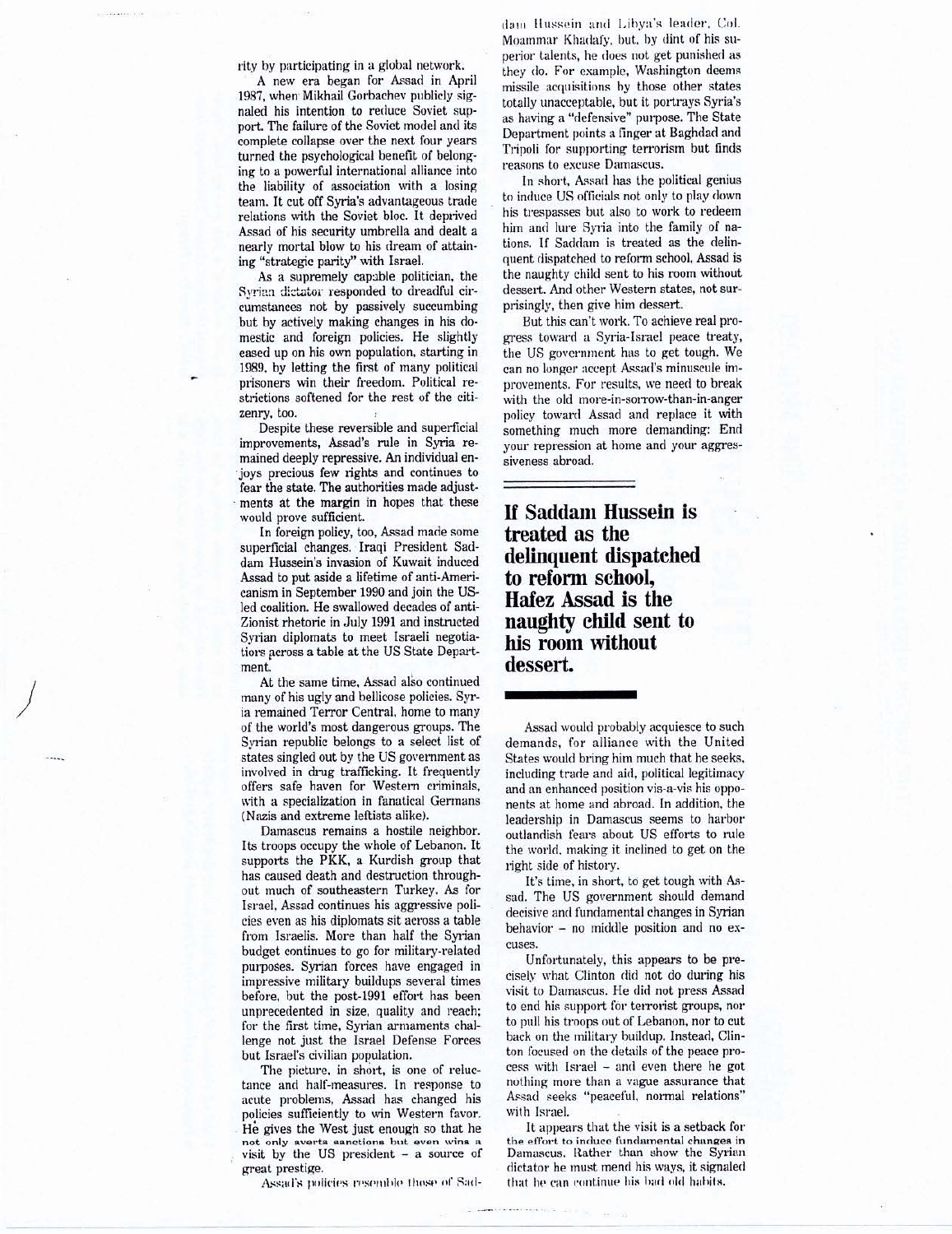rity by participating in a global network.

A new era began for Assad in April 1987, when Mikhail Gorbachev publicly signaled his intention to reduce Soviet support. The failure of the Soviet model and its complete collapse over the next four years turned the psychological benefit of belonging to a powerful international alliance into the liability of association with a losing team. It cut off Syria's advantageous trade relations with the Soviet bloc. It deprived Assad of his security umbrella and dealt a nearly mortal blow to his dream of attaining "strategic parity" with Israel.

As a supremely capable politician, the Syrian dictator responded to dreadful circumstances not by passively succumbing but by actively making changes in his domestic and foreign policies. He slightly eased up on his own population, starting in 1989, by letting the first of many political prisoners win their freedom. Political restrictions softened for the rest of the citizenry, too.

Despite these reversible and superficial improvements, Assad's rule in Syria remained deeply repressive. An individual enjoys precious few rights and continues to fear the state. The authorities made adjustments at the margin in hopes that these would prove sufficient.

In foreign policy, too, Assad made some superficial changes. Iraqi President Saddam Hussein's invasion of Kuwait induced Assad to put aside a lifetime of anti-Americanism in September 1990 and join the US-led coalition. He swallowed decades of anti-Zionist rhetoric in July 1991 and instructed Syrian diplomats to meet Israeli negotiators across a table at the US State Department.

At the same time, Assad also continued many of his ugly and bellicose policies. Syria remained Terror Central, home to many of the world's most dangerous groups. The Syrian republic belongs to a select list of states singled out by the US government as involved in drug trafficking. It frequently offers safe haven for Western criminals, with a specialization in fanatical Germans (Nazis and extreme leftists alike).

Damascus remains a hostile neighbor. Its troops occupy the whole of Lebanon. It supports the PKK, a Kurdish group that has caused death and destruction throughout much of southeastern Turkey. As for Israel, Assad continues his aggressive policies even as his diplomats sit across a table from Israelis. More than half the Syrian budget continues to go for military-related purposes. Syrian forces have engaged in impressive military buildups several times before, but the post-1991 effort has been unprecedented in size, quality and reach; for the first time, Syrian armaments challenge not just the Israel Defense Forces but Israel's civilian population.

The picture, in short, is one of reluctance and half-measures. In response to acute problems, Assad has changed his policies sufficiently to win Western favor. He gives the West just enough so that he not only averts sanctions but even wins a visit by the US president – a source of great prestige.

Assad's policies resemble those of Saddam Hussein and Libya's leader, Col. Moammar Khadafy, but, by dint of his superior talents, he does not get punished as they do. For example, Washington deems missile acquisitions by those other states totally unacceptable, but it portrays Syria's as having a "defensive" purpose. The State Department points a finger at Baghdad and Tripoli for supporting terrorism but finds reasons to excuse Damascus.

In short, Assad has the political genius to induce US officials not only to play down his trespasses but also to work to redeem him and lure Syria into the family of nations. If Saddam is treated as the delinquent dispatched to reform school, Assad is the naughty child sent to his room without dessert. And other Western states, not surprisingly, then give him dessert.

But this can't work. To achieve real progress toward a Syria-Israel peace treaty, the US government has to get tough. We can no longer accept Assad's minuscule improvements. For results, we need to break with the old more-in-sorrow-than-in-anger policy toward Assad and replace it with something much more demanding: End your repression at home and your aggressiveness abroad.

**If Saddam Hussein is treated as the delinquent dispatched to reform school, Hafez Assad is the naughty child sent to his room without dessert.**

Assad would probably acquiesce to such demands, for alliance with the United States would bring him much that he seeks, including trade and aid, political legitimacy and an enhanced position vis-a-vis his opponents at home and abroad. In addition, the leadership in Damascus seems to harbor outlandish fears about US efforts to rule the world, making it inclined to get on the right side of history.

It's time, in short, to get tough with Assad. The US government should demand decisive and fundamental changes in Syrian behavior – no middle position and no excuses.

Unfortunately, this appears to be precisely what Clinton did not do during his visit to Damascus. He did not press Assad to end his support for terrorist groups, nor to pull his troops out of Lebanon, nor to cut back on the military buildup. Instead, Clinton focused on the details of the peace process with Israel – and even there he got nothing more than a vague assurance that Assad seeks "peaceful, normal relations" with Israel.

It appears that the visit is a setback for the effort to induce fundamental changes in Damascus. Rather than show the Syrian dictator he must mend his ways, it signaled that he can continue his bad old habits.